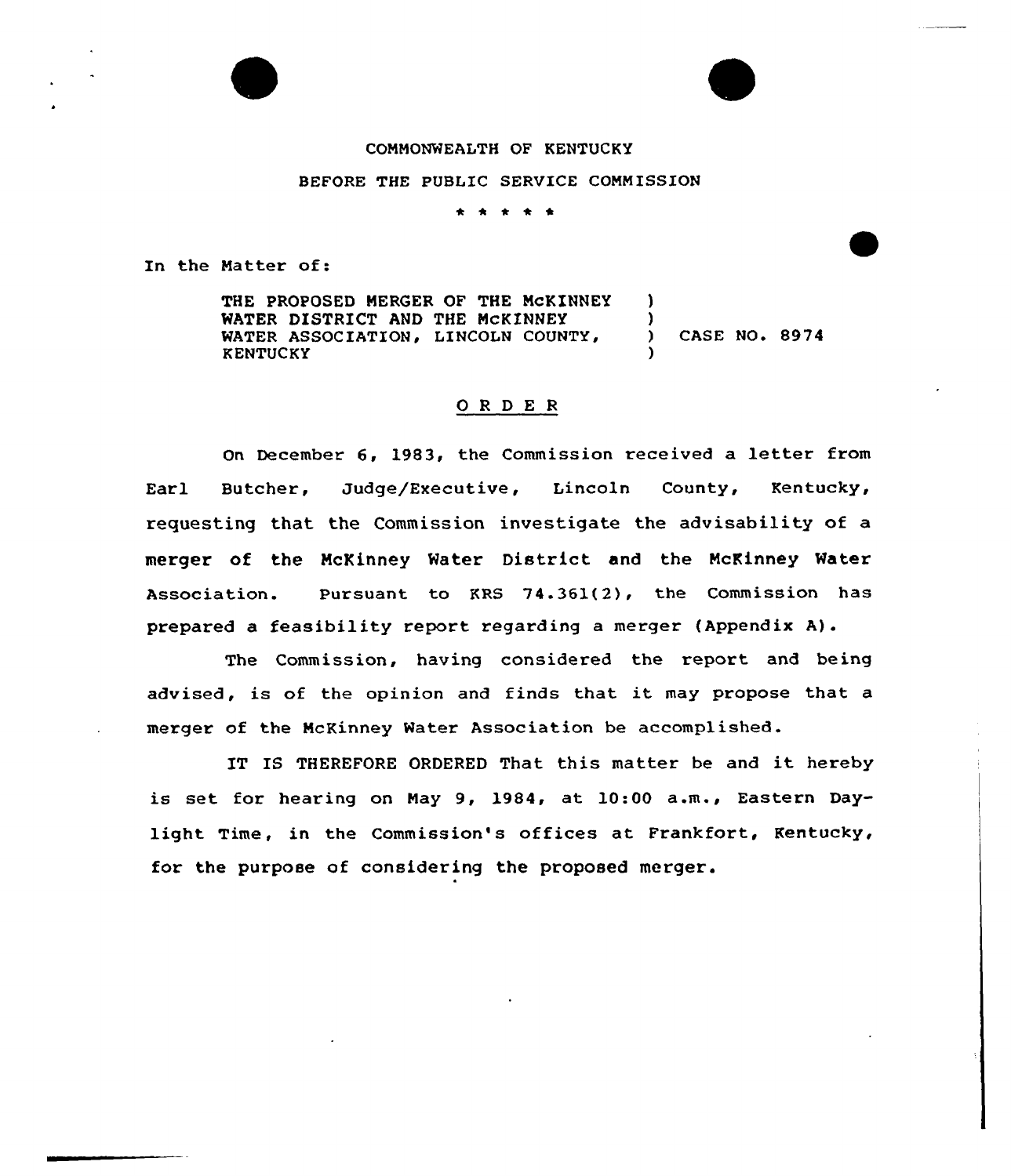COMMONWEALTH OF KENTUCKY

BEFORE THE PUBLIC SERVICE COMMISSION

\* \* \* \* \*

In the Matter of:

| | | |
|---|---|---|
| THE PROPOSED MERGER OF THE McKINNEY WATER DISTRICT AND THE McKINNEY WATER ASSOCIATION, LINCOLN COUNTY, KENTUCKY | ) | CASE NO. 8974 |

O R D E R

On December 6, 1983, the Commission received a letter from Earl Butcher, Judge/Executive, Lincoln County, Kentucky, requesting that the Commission investigate the advisability of a merger of the McKinney Water District and the McKinney Water Association. Pursuant to KRS 74.361(2), the Commission has prepared a feasibility report regarding a merger (Appendix A).

The Commission, having considered the report and being advised, is of the opinion and finds that it may propose that a merger of the McKinney Water Association be accomplished.

IT IS THEREFORE ORDERED That this matter be and it hereby is set for hearing on May 9, 1984, at 10:00 a.m., Eastern Daylight Time, in the Commission's offices at Frankfort, Kentucky, for the purpose of considering the proposed merger.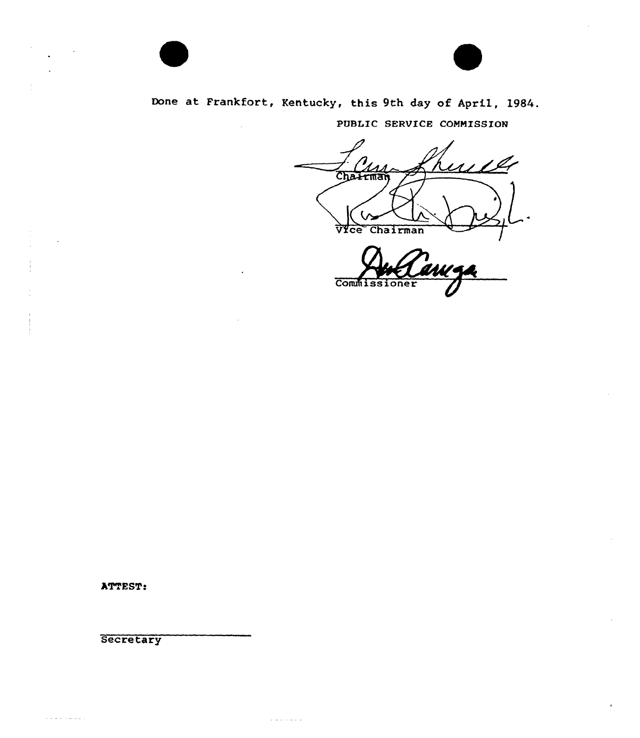Done at Frankfort, Kentucky, this 9th day of April, 1984.

PUBLIC SERVICE COMMISSION

Chairman

Vice Chairman

Commissioner

ATTEST:

Secretary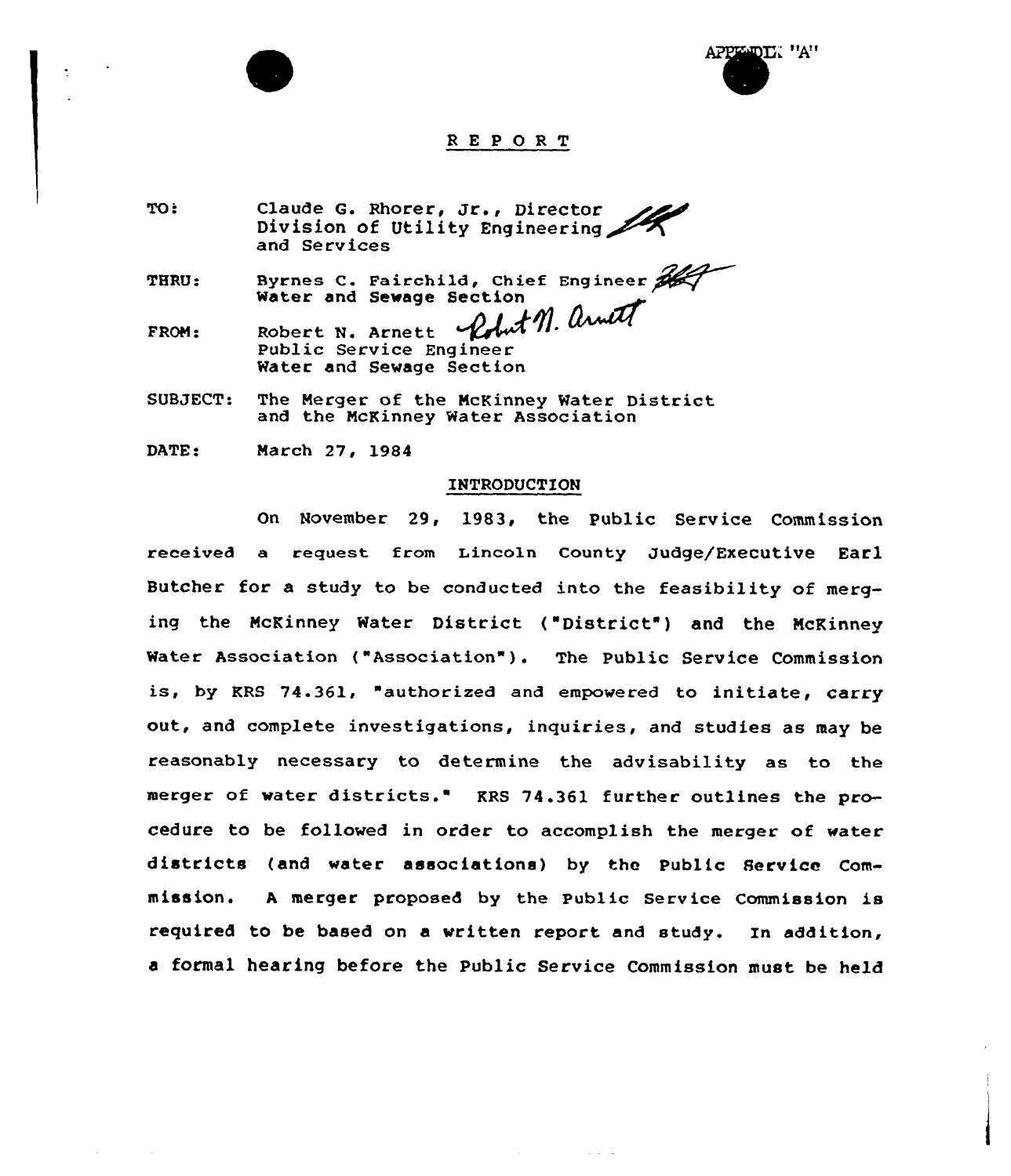APPENDIX "A"

# REPORT

TO: Claude G. Rhorer, Jr., Director
Division of Utility Engineering
and Services

THRU: Byrnes C. Fairchild, Chief Engineer
Water and Sewage Section

FROM: Robert N. Arnett
Public Service Engineer
Water and Sewage Section

SUBJECT: The Merger of the McKinney Water District and the McKinney Water Association

DATE: March 27, 1984

## INTRODUCTION

On November 29, 1983, the Public Service Commission received a request from Lincoln County Judge/Executive Earl Butcher for a study to be conducted into the feasibility of merging the McKinney Water District ("District") and the McKinney Water Association ("Association"). The Public Service Commission is, by KRS 74.361, "authorized and empowered to initiate, carry out, and complete investigations, inquiries, and studies as may be reasonably necessary to determine the advisability as to the merger of water districts." KRS 74.361 further outlines the procedure to be followed in order to accomplish the merger of water districts (and water associations) by the Public Service Commission. A merger proposed by the Public Service Commission is required to be based on a written report and study. In addition, a formal hearing before the Public Service Commission must be held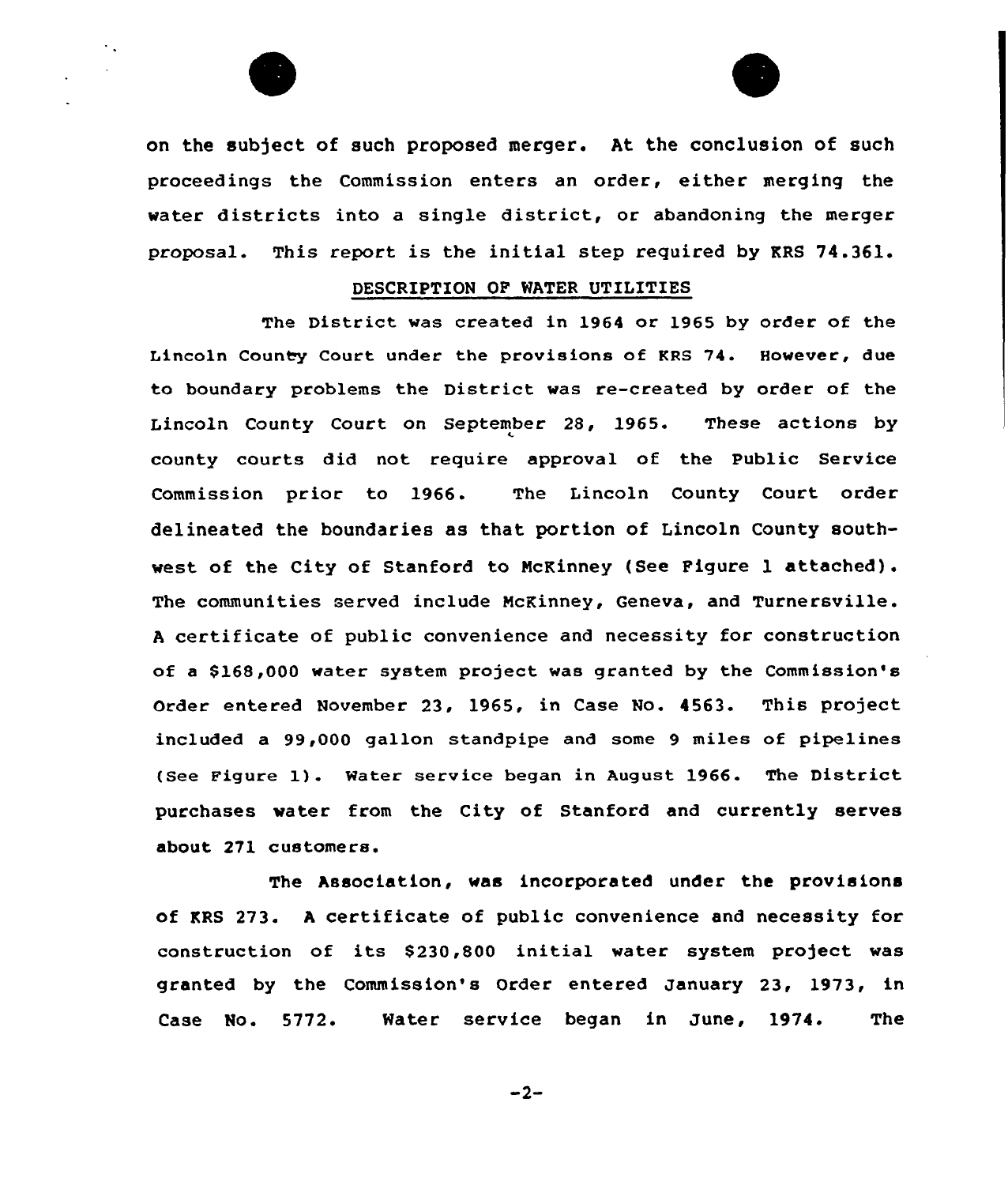on the subject of such proposed merger. At the conclusion of such proceedings the Commission enters an order, either merging the water districts into a single district, or abandoning the merger proposal. This report is the initial step required by KRS 74.361.

## DESCRIPTION OF WATER UTILITIES

The District was created in 1964 or 1965 by order of the Lincoln County Court under the provisions of KRS 74. However, due to boundary problems the District was re-created by order of the Lincoln County Court on September 28, 1965. These actions by county courts did not require approval of the Public Service Commission prior to 1966. The Lincoln County Court order delineated the boundaries as that portion of Lincoln County southwest of the City of Stanford to McKinney (See Figure 1 attached). The communities served include McKinney, Geneva, and Turnersville. A certificate of public convenience and necessity for construction of a $168,000 water system project was granted by the Commission's Order entered November 23, 1965, in Case No. 4563. This project included a 99,000 gallon standpipe and some 9 miles of pipelines (See Figure 1). Water service began in August 1966. The District purchases water from the City of Stanford and currently serves about 271 customers.

The Association, was incorporated under the provisions of KRS 273. A certificate of public convenience and necessity for construction of its $230,800 initial water system project was granted by the Commission's Order entered January 23, 1973, in Case No. 5772. Water service began in June, 1974. The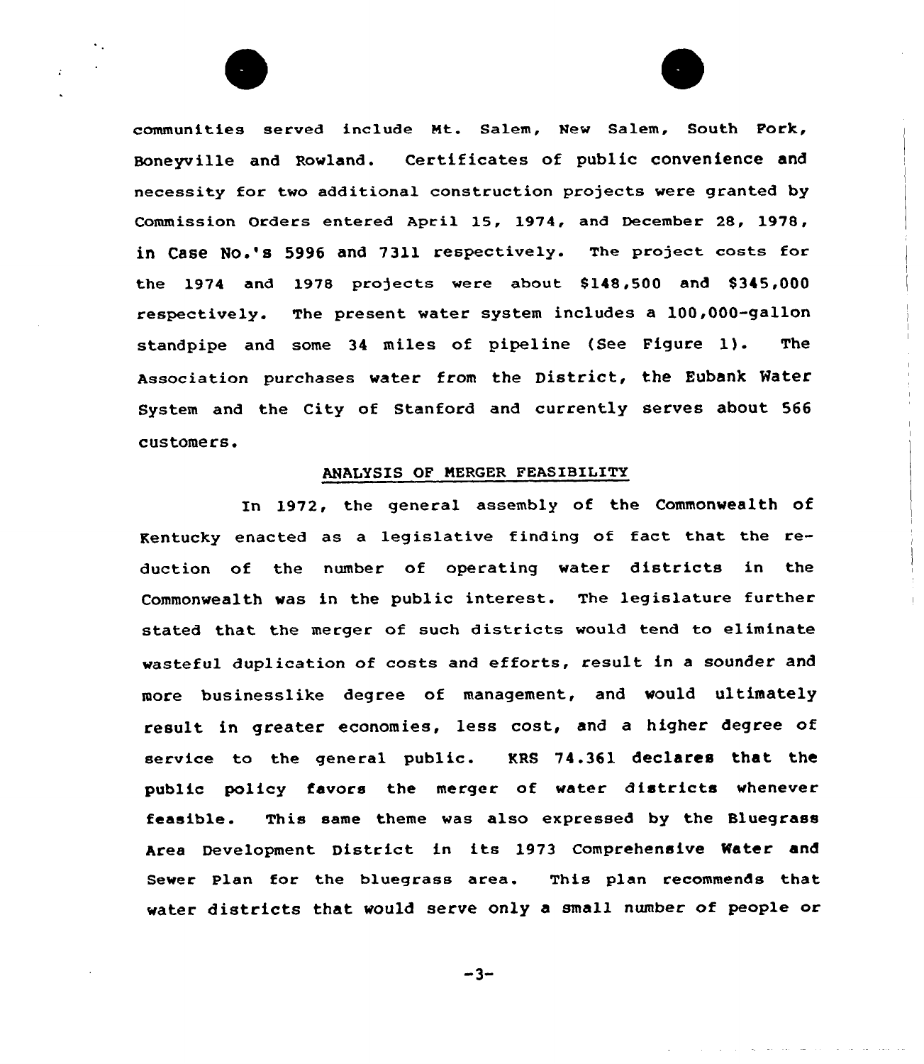communities served include Mt. Salem, New Salem, South Fork, Boneyville and Rowland. Certificates of public convenience and necessity for two additional construction projects were granted by Commission Orders entered April 15, 1974, and December 28, 1978, in Case No.'s 5996 and 7311 respectively. The project costs for the 1974 and 1978 projects were about $148,500 and $345,000 respectively. The present water system includes a 100,000-gallon standpipe and some 34 miles of pipeline (See Figure 1). The Association purchases water from the District, the Eubank Water System and the City of Stanford and currently serves about 566 customers.

## ANALYSIS OF MERGER FEASIBILITY

In 1972, the general assembly of the Commonwealth of Kentucky enacted as a legislative finding of fact that the reduction of the number of operating water districts in the Commonwealth was in the public interest. The legislature further stated that the merger of such districts would tend to eliminate wasteful duplication of costs and efforts, result in a sounder and more businesslike degree of management, and would ultimately result in greater economies, less cost, and a higher degree of service to the general public. KRS 74.361 declares that the public policy favors the merger of water districts whenever feasible. This same theme was also expressed by the Bluegrass Area Development District in its 1973 Comprehensive Water and Sewer Plan for the bluegrass area. This plan recommends that water districts that would serve only a small number of people or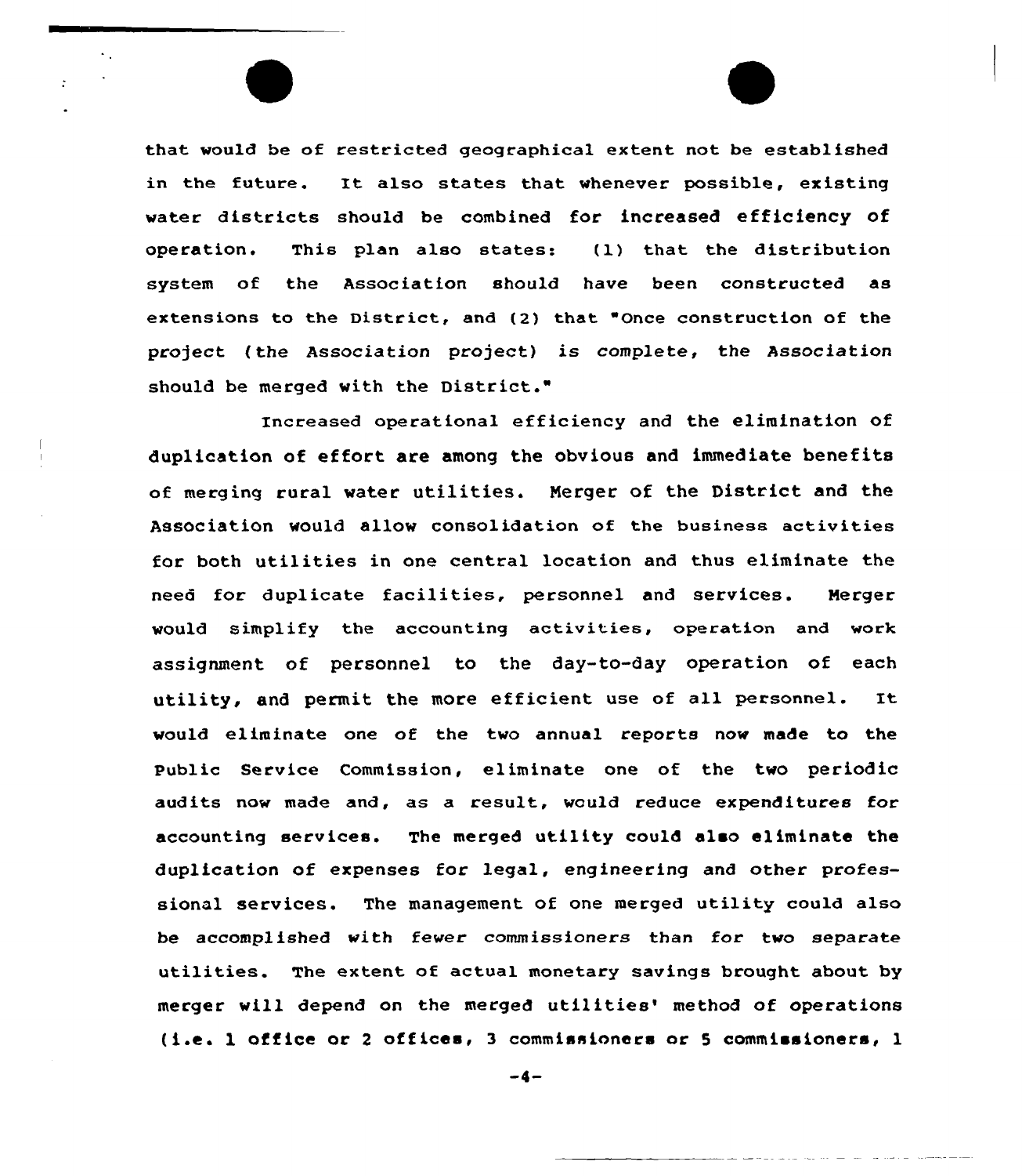that would be of restricted geographical extent not be established in the future. It also states that whenever possible, existing water districts should be combined for increased efficiency of operation. This plan also states: (1) that the distribution system of the Association should have been constructed as extensions to the District, and (2) that "Once construction of the project (the Association project) is complete, the Association should be merged with the District."

Increased operational efficiency and the elimination of duplication of effort are among the obvious and immediate benefits of merging rural water utilities. Merger of the District and the Association would allow consolidation of the business activities for both utilities in one central location and thus eliminate the need for duplicate facilities, personnel and services. Merger would simplify the accounting activities, operation and work assignment of personnel to the day-to-day operation of each utility, and permit the more efficient use of all personnel. It would eliminate one of the two annual reports now made to the Public Service Commission, eliminate one of the two periodic audits now made and, as a result, would reduce expenditures for accounting services. The merged utility could also eliminate the duplication of expenses for legal, engineering and other professional services. The management of one merged utility could also be accomplished with fewer commissioners than for two separate utilities. The extent of actual monetary savings brought about by merger will depend on the merged utilities' method of operations (i.e. 1 office or 2 offices, 3 commissioners or 5 commissioners, 1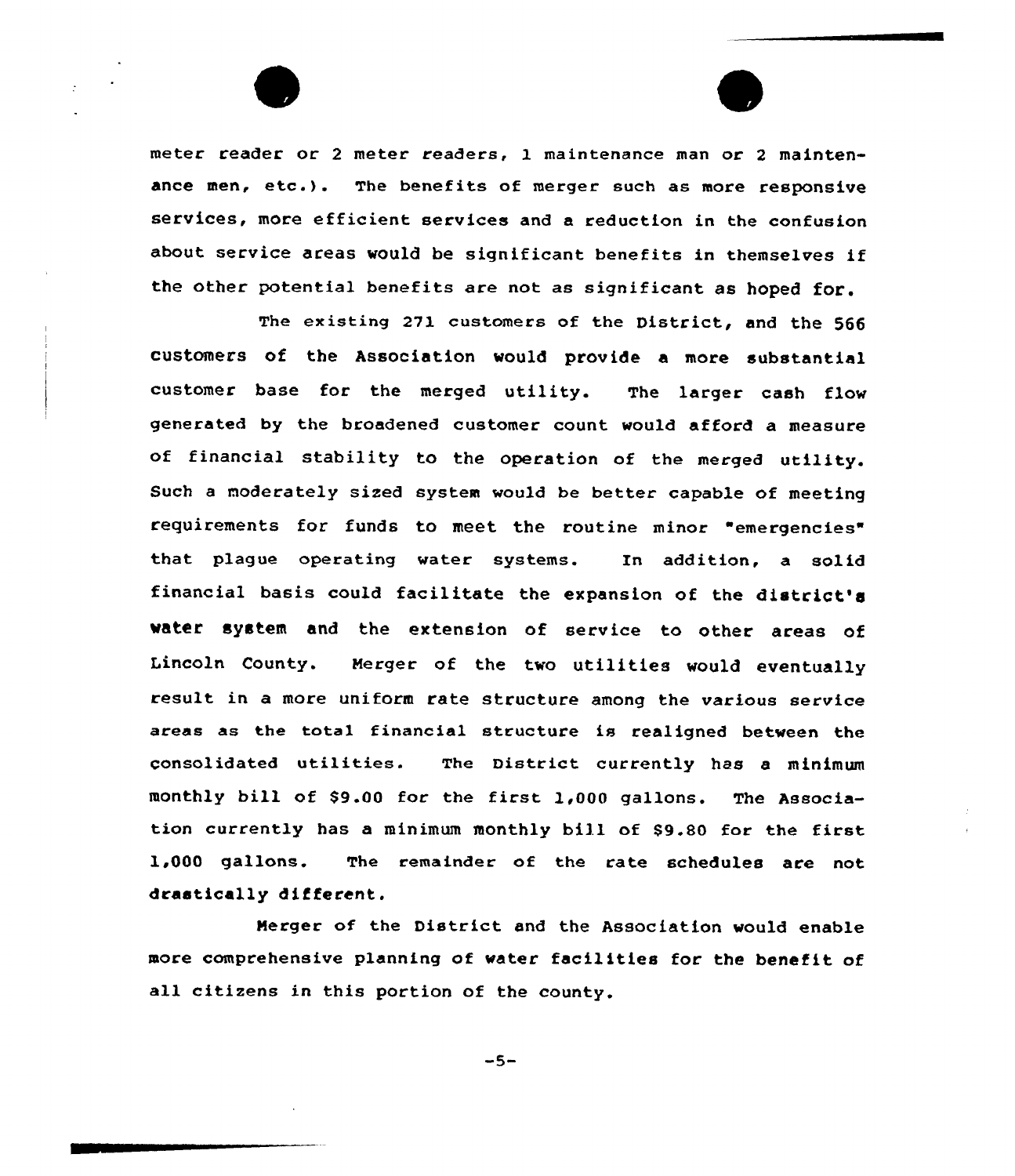meter reader or 2 meter readers, 1 maintenance man or 2 maintenance men, etc.). The benefits of merger such as more responsive services, more efficient services and a reduction in the confusion about service areas would be significant benefits in themselves if the other potential benefits are not as significant as hoped for.

The existing 271 customers of the District, and the 566 customers of the Association would provide a more substantial customer base for the merged utility. The larger cash flow generated by the broadened customer count would afford a measure of financial stability to the operation of the merged utility. Such a moderately sized system would be better capable of meeting requirements for funds to meet the routine minor "emergencies" that plague operating water systems. In addition, a solid financial basis could facilitate the expansion of the district's water system and the extension of service to other areas of Lincoln County. Merger of the two utilities would eventually result in a more uniform rate structure among the various service areas as the total financial structure is realigned between the consolidated utilities. The District currently has a minimum monthly bill of $9.00 for the first 1,000 gallons. The Association currently has a minimum monthly bill of $9.80 for the first 1,000 gallons. The remainder of the rate schedules are not drastically different.

Merger of the District and the Association would enable more comprehensive planning of water facilities for the benefit of all citizens in this portion of the county.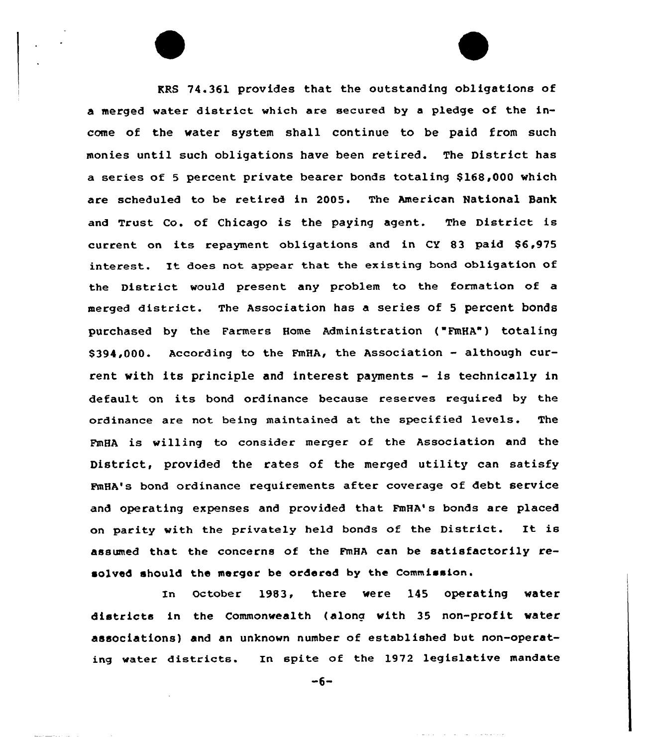KRS 74.361 provides that the outstanding obligations of a merged water district which are secured by a pledge of the income of the water system shall continue to be paid from such monies until such obligations have been retired. The District has a series of 5 percent private bearer bonds totaling $168,000 which are scheduled to be retired in 2005. The American National Bank and Trust Co. of Chicago is the paying agent. The District is current on its repayment obligations and in CY 83 paid $6,975 interest. It does not appear that the existing bond obligation of the District would present any problem to the formation of a merged district. The Association has a series of 5 percent bonds purchased by the Farmers Home Administration ("FmHA") totaling $394,000. According to the FmHA, the Association - although current with its principle and interest payments - is technically in default on its bond ordinance because reserves required by the ordinance are not being maintained at the specified levels. The FmHA is willing to consider merger of the Association and the District, provided the rates of the merged utility can satisfy FmHA's bond ordinance requirements after coverage of debt service and operating expenses and provided that FmHA's bonds are placed on parity with the privately held bonds of the District. It is assumed that the concerns of the FmHA can be satisfactorily resolved should the merger be ordered by the Commission.

In October 1983, there were 145 operating water districts in the Commonwealth (along with 35 non-profit water associations) and an unknown number of established but non-operating water districts. In spite of the 1972 legislative mandate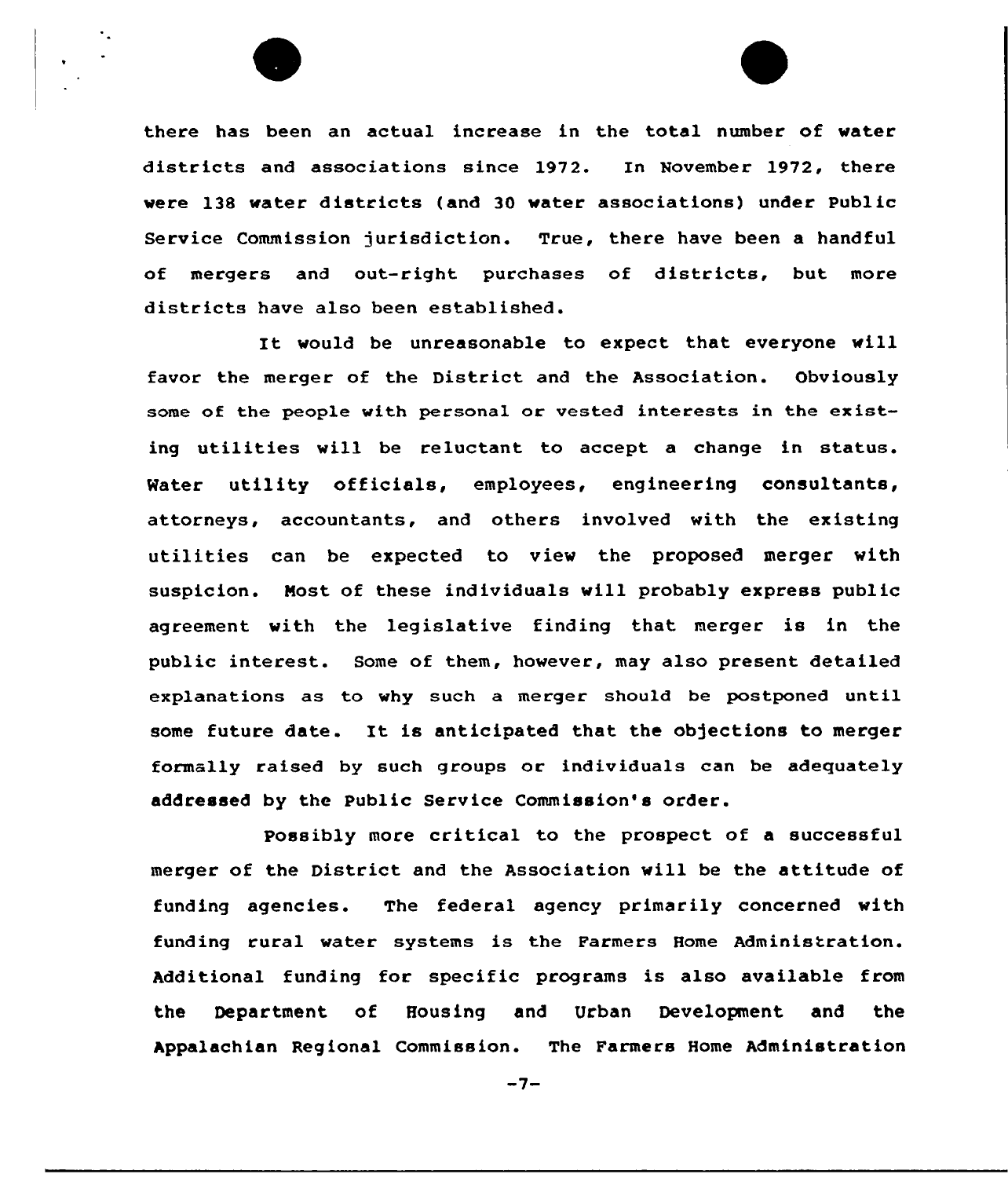there has been an actual increase in the total number of water districts and associations since 1972. In November 1972, there were 138 water districts (and 30 water associations) under Public Service Commission jurisdiction. True, there have been a handful of mergers and out-right purchases of districts, but more districts have also been established.

It would be unreasonable to expect that everyone will favor the merger of the District and the Association. Obviously some of the people with personal or vested interests in the existing utilities will be reluctant to accept a change in status. Water utility officials, employees, engineering consultants, attorneys, accountants, and others involved with the existing utilities can be expected to view the proposed merger with suspicion. Most of these individuals will probably express public agreement with the legislative finding that merger is in the public interest. Some of them, however, may also present detailed explanations as to why such a merger should be postponed until some future date. It is anticipated that the objections to merger formally raised by such groups or individuals can be adequately addressed by the Public Service Commission's order.

Possibly more critical to the prospect of a successful merger of the District and the Association will be the attitude of funding agencies. The federal agency primarily concerned with funding rural water systems is the Farmers Home Administration. Additional funding for specific programs is also available from the Department of Housing and Urban Development and the Appalachian Regional Commission. The Farmers Home Administration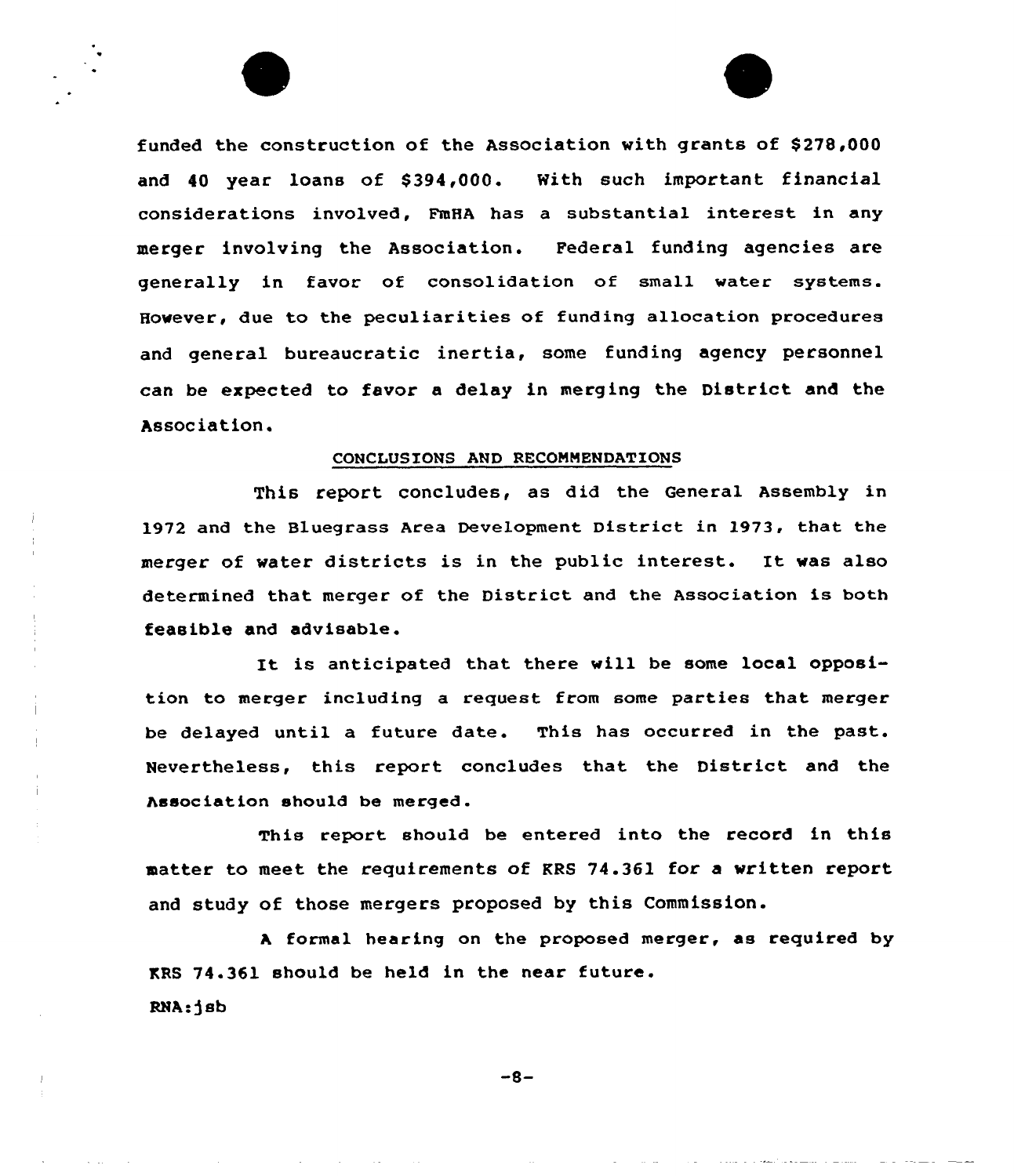funded the construction of the Association with grants of $278,000 and 40 year loans of $394,000. With such important financial considerations involved, FmHA has a substantial interest in any merger involving the Association. Federal funding agencies are generally in favor of consolidation of small water systems. However, due to the peculiarities of funding allocation procedures and general bureaucratic inertia, some funding agency personnel can be expected to favor a delay in merging the District and the Association.

## CONCLUSIONS AND RECOMMENDATIONS

This report concludes, as did the General Assembly in 1972 and the Bluegrass Area Development District in 1973, that the merger of water districts is in the public interest. It was also determined that merger of the District and the Association is both feasible and advisable.

It is anticipated that there will be some local opposition to merger including a request from some parties that merger be delayed until a future date. This has occurred in the past. Nevertheless, this report concludes that the District and the Association should be merged.

This report should be entered into the record in this matter to meet the requirements of KRS 74.361 for a written report and study of those mergers proposed by this Commission.

A formal hearing on the proposed merger, as required by KRS 74.361 should be held in the near future.

RNA:jsb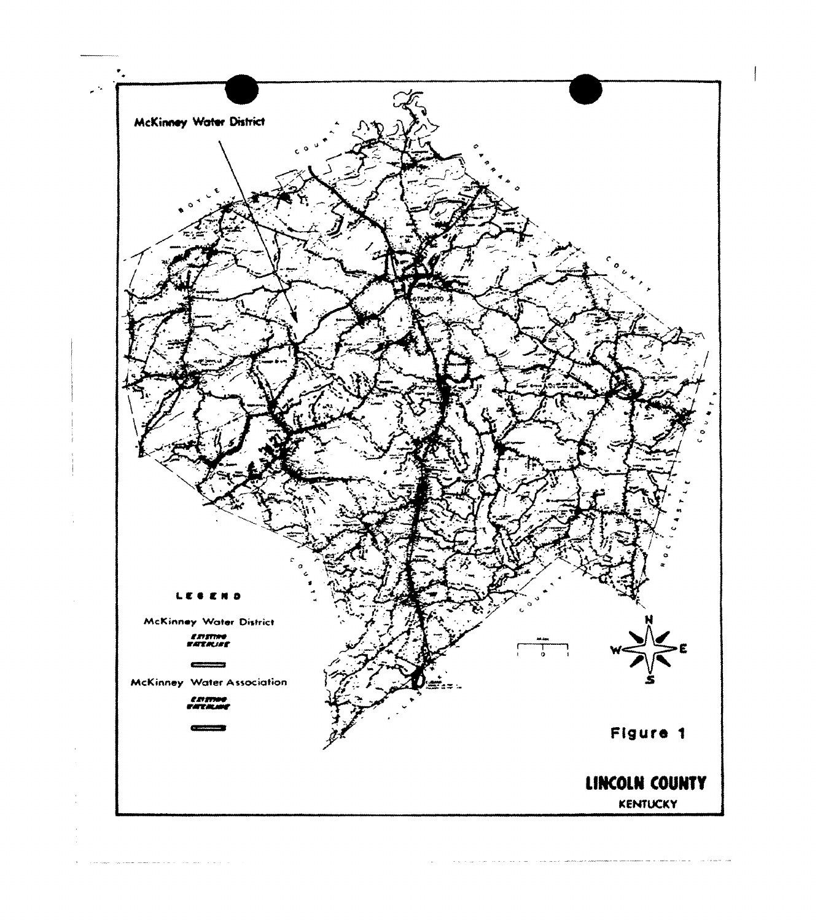McKinney Water District

LEGEND

McKinney Water District

EXISTING WATERLINE

McKinney Water Association

EXISTING WATERLINE

Figure 1

LINCOLN COUNTY

KENTUCKY